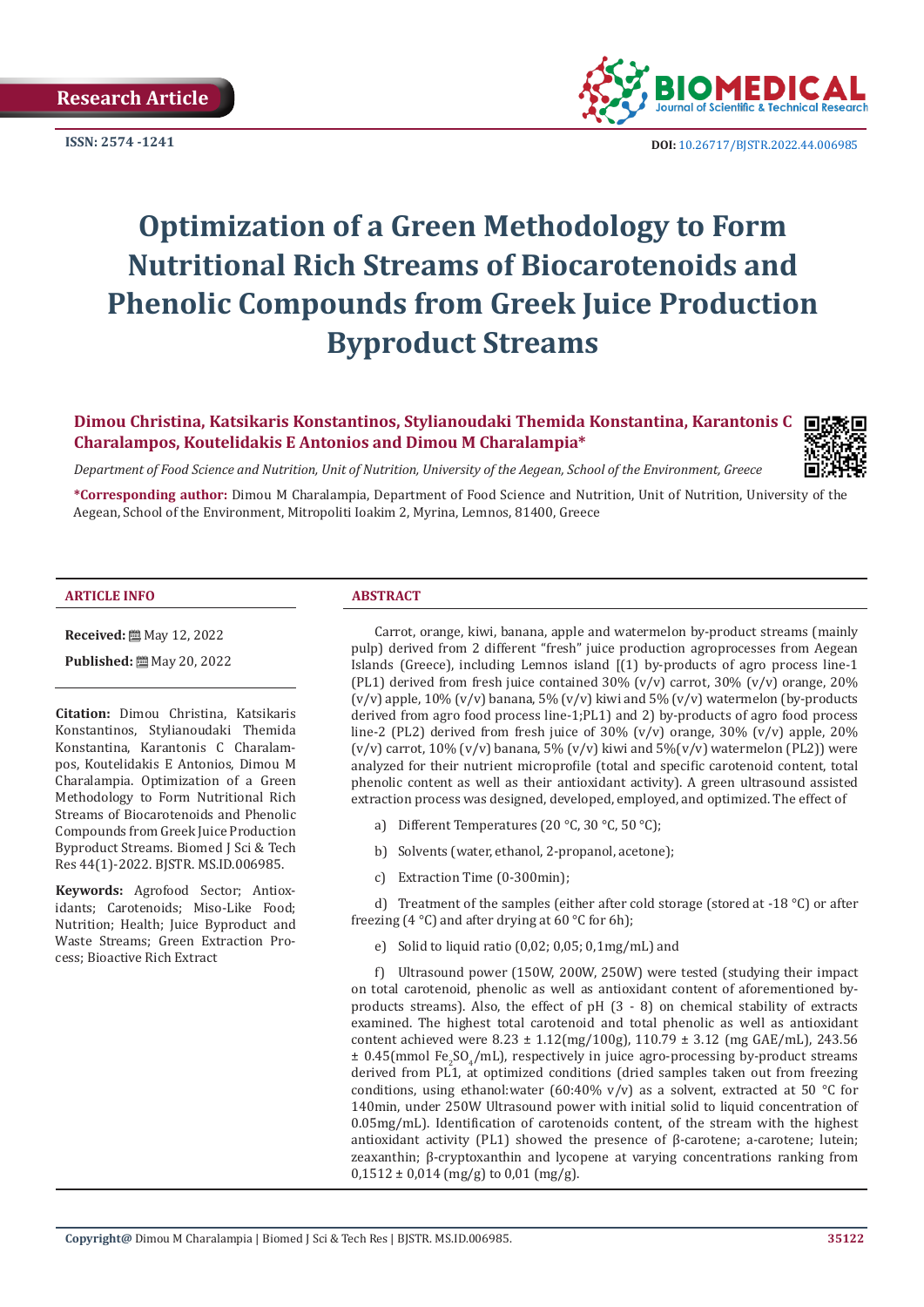Research Article

ISSN: 2574 -1241

DOI: 10.26717/BJSTR.2022.44.006985

# Optimization of a Green Methodology to Form Nutritional Rich Streams of Biocarotenoids and Phenolic Compounds from Greek Juice Production Byproduct Streams

**Dimou Christina, Katsikaris Konstantinos, Stylianoudaki Themida Konstantina, Karantonis C Charalampos, Koutelidakis E Antonios and Dimou M Charalampia***

*Department of Food Science and Nutrition, Unit of Nutrition, University of the Aegean, School of the Environment, Greece*

**\*Corresponding author:** Dimou M Charalampia, Department of Food Science and Nutrition, Unit of Nutrition, University of the Aegean, School of the Environment, Mitropoliti Ioakim 2, Myrina, Lemnos, 81400, Greece

## ARTICLE INFO

**Received:** May 12, 2022

**Published:** May 20, 2022

**Citation:** Dimou Christina, Katsikaris Konstantinos, Stylianoudaki Themida Konstantina, Karantonis C Charalampos, Koutelidakis E Antonios, Dimou M Charalampia. Optimization of a Green Methodology to Form Nutritional Rich Streams of Biocarotenoids and Phenolic Compounds from Greek Juice Production Byproduct Streams. Biomed J Sci & Tech Res 44(1)-2022. BJSTR. MS.ID.006985.

**Keywords:** Agrofood Sector; Antioxidants; Carotenoids; Miso-Like Food; Nutrition; Health; Juice Byproduct and Waste Streams; Green Extraction Process; Bioactive Rich Extract

## ABSTRACT

Carrot, orange, kiwi, banana, apple and watermelon by-product streams (mainly pulp) derived from 2 different "fresh" juice production agroprocesses from Aegean Islands (Greece), including Lemnos island [(1) by-products of agro process line-1 (PL1) derived from fresh juice contained 30% (v/v) carrot, 30% (v/v) orange, 20% (v/v) apple, 10% (v/v) banana, 5% (v/v) kiwi and 5% (v/v) watermelon (by-products derived from agro food process line-1;PL1) and 2) by-products of agro food process line-2 (PL2) derived from fresh juice of 30% (v/v) orange, 30% (v/v) apple, 20% (v/v) carrot, 10% (v/v) banana, 5% (v/v) kiwi and 5%(v/v) watermelon (PL2)) were analyzed for their nutrient microprofile (total and specific carotenoid content, total phenolic content as well as their antioxidant activity). A green ultrasound assisted extraction process was designed, developed, employed, and optimized. The effect of

a) Different Temperatures (20 °C, 30 °C, 50 °C);

b) Solvents (water, ethanol, 2-propanol, acetone);

c) Extraction Time (0-300min);

d) Treatment of the samples (either after cold storage (stored at -18 °C) or after freezing (4 °C) and after drying at 60 °C for 6h);

e) Solid to liquid ratio (0,02; 0,05; 0,1mg/mL) and

f) Ultrasound power (150W, 200W, 250W) were tested (studying their impact on total carotenoid, phenolic as well as antioxidant content of aforementioned by-products streams). Also, the effect of pH (3 - 8) on chemical stability of extracts examined. The highest total carotenoid and total phenolic as well as antioxidant content achieved were 8.23 ± 1.12(mg/100g), 110.79 ± 3.12 (mg GAE/mL), 243.56 ± 0.45(mmol $Fe_2SO_4$/mL), respectively in juice agro-processing by-product streams derived from PL1, at optimized conditions (dried samples taken out from freezing conditions, using ethanol:water (60:40% v/v) as a solvent, extracted at 50 °C for 140min, under 250W Ultrasound power with initial solid to liquid concentration of 0.05mg/mL). Identification of carotenoids content, of the stream with the highest antioxidant activity (PL1) showed the presence of β-carotene; a-carotene; lutein; zeaxanthin; β-cryptoxanthin and lycopene at varying concentrations ranking from 0,1512 ± 0,014 (mg/g) to 0,01 (mg/g).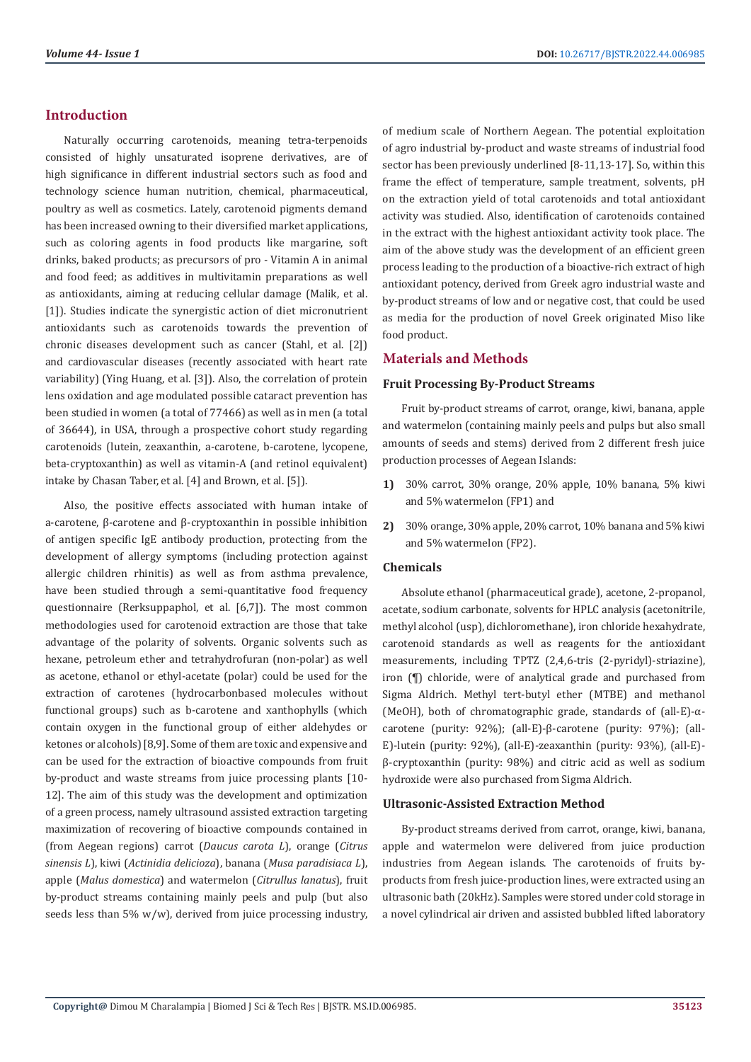## Introduction

Naturally occurring carotenoids, meaning tetra-terpenoids consisted of highly unsaturated isoprene derivatives, are of high significance in different industrial sectors such as food and technology science human nutrition, chemical, pharmaceutical, poultry as well as cosmetics. Lately, carotenoid pigments demand has been increased owning to their diversified market applications, such as coloring agents in food products like margarine, soft drinks, baked products; as precursors of pro - Vitamin A in animal and food feed; as additives in multivitamin preparations as well as antioxidants, aiming at reducing cellular damage (Malik, et al. [1]). Studies indicate the synergistic action of diet micronutrient antioxidants such as carotenoids towards the prevention of chronic diseases development such as cancer (Stahl, et al. [2]) and cardiovascular diseases (recently associated with heart rate variability) (Ying Huang, et al. [3]). Also, the correlation of protein lens oxidation and age modulated possible cataract prevention has been studied in women (a total of 77466) as well as in men (a total of 36644), in USA, through a prospective cohort study regarding carotenoids (lutein, zeaxanthin, a-carotene, b-carotene, lycopene, beta-cryptoxanthin) as well as vitamin-A (and retinol equivalent) intake by Chasan Taber, et al. [4] and Brown, et al. [5]).

Also, the positive effects associated with human intake of a-carotene, β-carotene and β-cryptoxanthin in possible inhibition of antigen specific IgE antibody production, protecting from the development of allergy symptoms (including protection against allergic children rhinitis) as well as from asthma prevalence, have been studied through a semi-quantitative food frequency questionnaire (Rerksuppaphol, et al. [6,7]). The most common methodologies used for carotenoid extraction are those that take advantage of the polarity of solvents. Organic solvents such as hexane, petroleum ether and tetrahydrofuran (non-polar) as well as acetone, ethanol or ethyl-acetate (polar) could be used for the extraction of carotenes (hydrocarbonbased molecules without functional groups) such as b-carotene and xanthophylls (which contain oxygen in the functional group of either aldehydes or ketones or alcohols) [8,9]. Some of them are toxic and expensive and can be used for the extraction of bioactive compounds from fruit by-product and waste streams from juice processing plants [10-12]. The aim of this study was the development and optimization of a green process, namely ultrasound assisted extraction targeting maximization of recovering of bioactive compounds contained in (from Aegean regions) carrot (*Daucus carota L*), orange (*Citrus sinensis L*), kiwi (*Actinidia delicioza*), banana (*Musa paradisiaca L*), apple (*Malus domestica*) and watermelon (*Citrullus lanatus*), fruit by-product streams containing mainly peels and pulp (but also seeds less than 5% w/w), derived from juice processing industry, of medium scale of Northern Aegean. The potential exploitation of agro industrial by-product and waste streams of industrial food sector has been previously underlined [8-11,13-17]. So, within this frame the effect of temperature, sample treatment, solvents, pH on the extraction yield of total carotenoids and total antioxidant activity was studied. Also, identification of carotenoids contained in the extract with the highest antioxidant activity took place. The aim of the above study was the development of an efficient green process leading to the production of a bioactive-rich extract of high antioxidant potency, derived from Greek agro industrial waste and by-product streams of low and or negative cost, that could be used as media for the production of novel Greek originated Miso like food product.

## Materials and Methods

### Fruit Processing By-Product Streams

Fruit by-product streams of carrot, orange, kiwi, banana, apple and watermelon (containing mainly peels and pulps but also small amounts of seeds and stems) derived from 2 different fresh juice production processes of Aegean Islands:

1) 30% carrot, 30% orange, 20% apple, 10% banana, 5% kiwi and 5% watermelon (FP1) and
2) 30% orange, 30% apple, 20% carrot, 10% banana and 5% kiwi and 5% watermelon (FP2).

### Chemicals

Absolute ethanol (pharmaceutical grade), acetone, 2-propanol, acetate, sodium carbonate, solvents for HPLC analysis (acetonitrile, methyl alcohol (usp), dichloromethane), iron chloride hexahydrate, carotenoid standards as well as reagents for the antioxidant measurements, including TPTZ (2,4,6-tris (2-pyridyl)-striazine), iron (¶) chloride, were of analytical grade and purchased from Sigma Aldrich. Methyl tert-butyl ether (MTBE) and methanol (MeOH), both of chromatographic grade, standards of (all-E)-α-carotene (purity: 92%); (all-E)-β-carotene (purity: 97%); (all-E)-lutein (purity: 92%), (all-E)-zeaxanthin (purity: 93%), (all-E)-β-cryptoxanthin (purity: 98%) and citric acid as well as sodium hydroxide were also purchased from Sigma Aldrich.

### Ultrasonic-Assisted Extraction Method

By-product streams derived from carrot, orange, kiwi, banana, apple and watermelon were delivered from juice production industries from Aegean islands. The carotenoids of fruits by-products from fresh juice-production lines, were extracted using an ultrasonic bath (20kHz). Samples were stored under cold storage in a novel cylindrical air driven and assisted bubbled lifted laboratory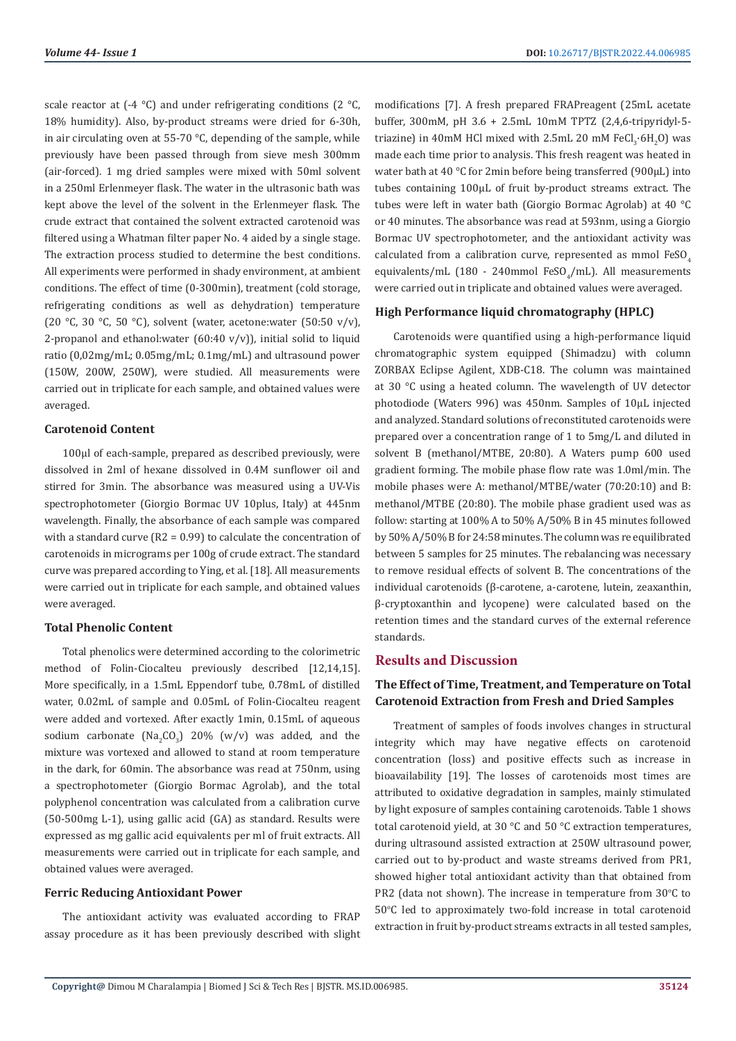scale reactor at (-4 °C) and under refrigerating conditions (2 °C, 18% humidity). Also, by-product streams were dried for 6-30h, in air circulating oven at 55-70 °C, depending of the sample, while previously have been passed through from sieve mesh 300mm (air-forced). 1 mg dried samples were mixed with 50ml solvent in a 250ml Erlenmeyer flask. The water in the ultrasonic bath was kept above the level of the solvent in the Erlenmeyer flask. The crude extract that contained the solvent extracted carotenoid was filtered using a Whatman filter paper No. 4 aided by a single stage. The extraction process studied to determine the best conditions. All experiments were performed in shady environment, at ambient conditions. The effect of time (0-300min), treatment (cold storage, refrigerating conditions as well as dehydration) temperature (20 °C, 30 °C, 50 °C), solvent (water, acetone:water (50:50 v/v), 2-propanol and ethanol:water (60:40 v/v)), initial solid to liquid ratio (0,02mg/mL; 0.05mg/mL; 0.1mg/mL) and ultrasound power (150W, 200W, 250W), were studied. All measurements were carried out in triplicate for each sample, and obtained values were averaged.

### Carotenoid Content

100μl of each-sample, prepared as described previously, were dissolved in 2ml of hexane dissolved in 0.4M sunflower oil and stirred for 3min. The absorbance was measured using a UV-Vis spectrophotometer (Giorgio Bormac UV 10plus, Italy) at 445nm wavelength. Finally, the absorbance of each sample was compared with a standard curve ($R2 = 0.99$) to calculate the concentration of carotenoids in micrograms per 100g of crude extract. The standard curve was prepared according to Ying, et al. [18]. All measurements were carried out in triplicate for each sample, and obtained values were averaged.

### Total Phenolic Content

Total phenolics were determined according to the colorimetric method of Folin-Ciocalteu previously described [12,14,15]. More specifically, in a 1.5mL Eppendorf tube, 0.78mL of distilled water, 0.02mL of sample and 0.05mL of Folin-Ciocalteu reagent were added and vortexed. After exactly 1min, 0.15mL of aqueous sodium carbonate ($Na_2CO_3$) 20% (w/v) was added, and the mixture was vortexed and allowed to stand at room temperature in the dark, for 60min. The absorbance was read at 750nm, using a spectrophotometer (Giorgio Bormac Agrolab), and the total polyphenol concentration was calculated from a calibration curve (50-500mg L-1), using gallic acid (GA) as standard. Results were expressed as mg gallic acid equivalents per ml of fruit extracts. All measurements were carried out in triplicate for each sample, and obtained values were averaged.

### Ferric Reducing Antioxidant Power

The antioxidant activity was evaluated according to FRAP assay procedure as it has been previously described with slight modifications [7]. A fresh prepared FRAPreagent (25mL acetate buffer, 300mM, pH 3.6 + 2.5mL 10mM TPTZ (2,4,6-tripyridyl-5-triazine) in 40mM HCl mixed with 2.5mL 20 mM $FeCl_3 \cdot 6H_2O$) was made each time prior to analysis. This fresh reagent was heated in water bath at 40 °C for 2min before being transferred (900μL) into tubes containing 100μL of fruit by-product streams extract. The tubes were left in water bath (Giorgio Bormac Agrolab) at 40 °C or 40 minutes. The absorbance was read at 593nm, using a Giorgio Bormac UV spectrophotometer, and the antioxidant activity was calculated from a calibration curve, represented as mmol $FeSO_4$ equivalents/mL (180 - 240mmol $FeSO_4$/mL). All measurements were carried out in triplicate and obtained values were averaged.

### High Performance liquid chromatography (HPLC)

Carotenoids were quantified using a high-performance liquid chromatographic system equipped (Shimadzu) with column ZORBAX Eclipse Agilent, XDB-C18. The column was maintained at 30 °C using a heated column. The wavelength of UV detector photodiode (Waters 996) was 450nm. Samples of 10μL injected and analyzed. Standard solutions of reconstituted carotenoids were prepared over a concentration range of 1 to 5mg/L and diluted in solvent B (methanol/MTBE, 20:80). A Waters pump 600 used gradient forming. The mobile phase flow rate was 1.0ml/min. The mobile phases were A: methanol/MTBE/water (70:20:10) and B: methanol/MTBE (20:80). The mobile phase gradient used was as follow: starting at 100% A to 50% A/50% B in 45 minutes followed by 50% A/50% B for 24:58 minutes. The column was re equilibrated between 5 samples for 25 minutes. The rebalancing was necessary to remove residual effects of solvent B. The concentrations of the individual carotenoids (β-carotene, a-carotene, lutein, zeaxanthin, β-cryptoxanthin and lycopene) were calculated based on the retention times and the standard curves of the external reference standards.

## Results and Discussion

### The Effect of Time, Treatment, and Temperature on Total Carotenoid Extraction from Fresh and Dried Samples

Treatment of samples of foods involves changes in structural integrity which may have negative effects on carotenoid concentration (loss) and positive effects such as increase in bioavailability [19]. The losses of carotenoids most times are attributed to oxidative degradation in samples, mainly stimulated by light exposure of samples containing carotenoids. Table 1 shows total carotenoid yield, at 30 °C and 50 °C extraction temperatures, during ultrasound assisted extraction at 250W ultrasound power, carried out to by-product and waste streams derived from PR1, showed higher total antioxidant activity than that obtained from PR2 (data not shown). The increase in temperature from 30°C to 50°C led to approximately two-fold increase in total carotenoid extraction in fruit by-product streams extracts in all tested samples,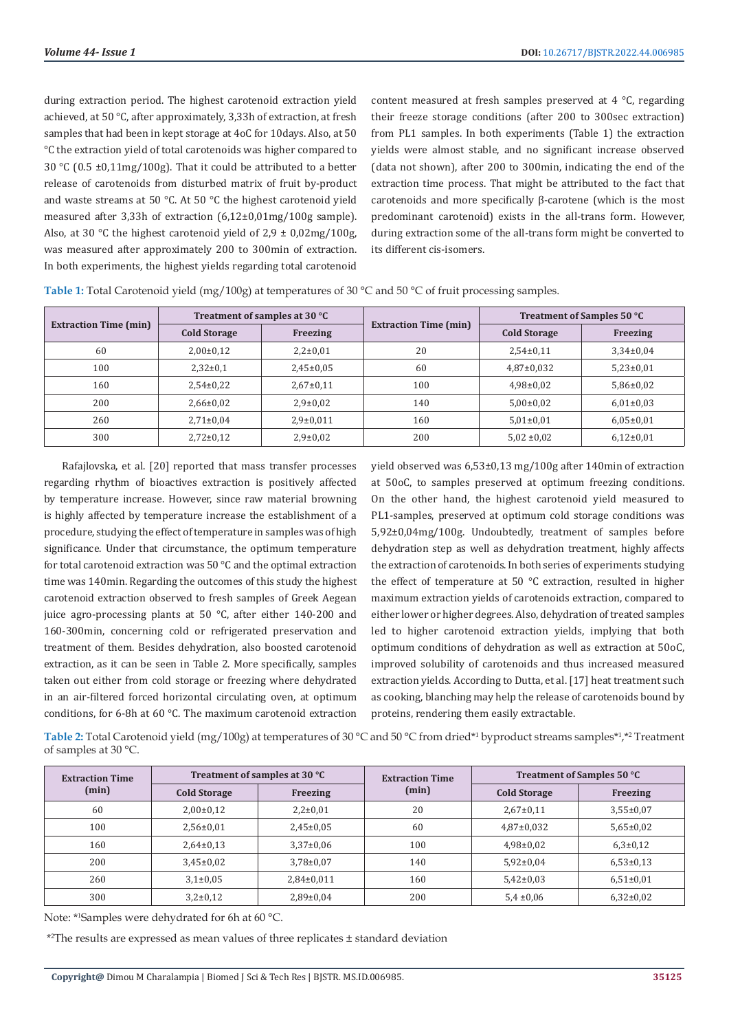during extraction period. The highest carotenoid extraction yield achieved, at 50 °C, after approximately, 3,33h of extraction, at fresh samples that had been in kept storage at 4oC for 10days. Also, at 50 °C the extraction yield of total carotenoids was higher compared to 30 °C (0.5 ±0,11mg/100g). That it could be attributed to a better release of carotenoids from disturbed matrix of fruit by-product and waste streams at 50 °C. At 50 °C the highest carotenoid yield measured after 3,33h of extraction (6,12±0,01mg/100g sample). Also, at 30 °C the highest carotenoid yield of 2,9 ± 0,02mg/100g, was measured after approximately 200 to 300min of extraction. In both experiments, the highest yields regarding total carotenoid content measured at fresh samples preserved at 4 °C, regarding their freeze storage conditions (after 200 to 300sec extraction) from PL1 samples. In both experiments (Table 1) the extraction yields were almost stable, and no significant increase observed (data not shown), after 200 to 300min, indicating the end of the extraction time process. That might be attributed to the fact that carotenoids and more specifically β-carotene (which is the most predominant carotenoid) exists in the all-trans form. However, during extraction some of the all-trans form might be converted to its different cis-isomers.

**Table 1:** Total Carotenoid yield (mg/100g) at temperatures of 30 °C and 50 °C of fruit processing samples.

| Extraction Time (min) | Treatment of samples at 30 °C | | Extraction Time (min) | Treatment of Samples 50 °C | |
|---|---|---|---|---|---|
| | Cold Storage | Freezing | | Cold Storage | Freezing |
| 60 | 2,00±0,12 | 2,2±0,01 | 20 | 2,54±0,11 | 3,34±0,04 |
| 100 | 2,32±0,1 | 2,45±0,05 | 60 | 4,87±0,032 | 5,23±0,01 |
| 160 | 2,54±0,22 | 2,67±0,11 | 100 | 4,98±0,02 | 5,86±0,02 |
| 200 | 2,66±0,02 | 2,9±0,02 | 140 | 5,00±0,02 | 6,01±0,03 |
| 260 | 2,71±0,04 | 2,9±0,011 | 160 | 5,01±0,01 | 6,05±0,01 |
| 300 | 2,72±0,12 | 2,9±0,02 | 200 | 5,02 ±0,02 | 6,12±0,01 |

Rafajlovska, et al. [20] reported that mass transfer processes regarding rhythm of bioactives extraction is positively affected by temperature increase. However, since raw material browning is highly affected by temperature increase the establishment of a procedure, studying the effect of temperature in samples was of high significance. Under that circumstance, the optimum temperature for total carotenoid extraction was 50 °C and the optimal extraction time was 140min. Regarding the outcomes of this study the highest carotenoid extraction observed to fresh samples of Greek Aegean juice agro-processing plants at 50 °C, after either 140-200 and 160-300min, concerning cold or refrigerated preservation and treatment of them. Besides dehydration, also boosted carotenoid extraction, as it can be seen in Table 2. More specifically, samples taken out either from cold storage or freezing where dehydrated in an air-filtered forced horizontal circulating oven, at optimum conditions, for 6-8h at 60 °C. The maximum carotenoid extraction yield observed was 6,53±0,13 mg/100g after 140min of extraction at 50oC, to samples preserved at optimum freezing conditions. On the other hand, the highest carotenoid yield measured to PL1-samples, preserved at optimum cold storage conditions was 5,92±0,04mg/100g. Undoubtedly, treatment of samples before dehydration step as well as dehydration treatment, highly affects the extraction of carotenoids. In both series of experiments studying the effect of temperature at 50 °C extraction, resulted in higher maximum extraction yields of carotenoids extraction, compared to either lower or higher degrees. Also, dehydration of treated samples led to higher carotenoid extraction yields, implying that both optimum conditions of dehydration as well as extraction at 50oC, improved solubility of carotenoids and thus increased measured extraction yields. According to Dutta, et al. [17] heat treatment such as cooking, blanching may help the release of carotenoids bound by proteins, rendering them easily extractable.

**Table 2:** Total Carotenoid yield (mg/100g) at temperatures of 30 °C and 50 °C from dried*[1] byproduct streams samples*[1],*[2] Treatment of samples at 30 °C.

| Extraction Time (min) | Treatment of samples at 30 °C | | Extraction Time (min) | Treatment of Samples 50 °C | |
|---|---|---|---|---|---|
| | Cold Storage | Freezing | | Cold Storage | Freezing |
| 60 | 2,00±0,12 | 2,2±0,01 | 20 | 2,67±0,11 | 3,55±0,07 |
| 100 | 2,56±0,01 | 2,45±0,05 | 60 | 4,87±0,032 | 5,65±0,02 |
| 160 | 2,64±0,13 | 3,37±0,06 | 100 | 4,98±0,02 | 6,3±0,12 |
| 200 | 3,45±0,02 | 3,78±0,07 | 140 | 5,92±0,04 | 6,53±0,13 |
| 260 | 3,1±0,05 | 2,84±0,011 | 160 | 5,42±0,03 | 6,51±0,01 |
| 300 | 3,2±0,12 | 2,89±0,04 | 200 | 5,4 ±0,06 | 6,32±0,02 |

Note: *[1]Samples were dehydrated for 6h at 60 °C.

*[2]The results are expressed as mean values of three replicates ± standard deviation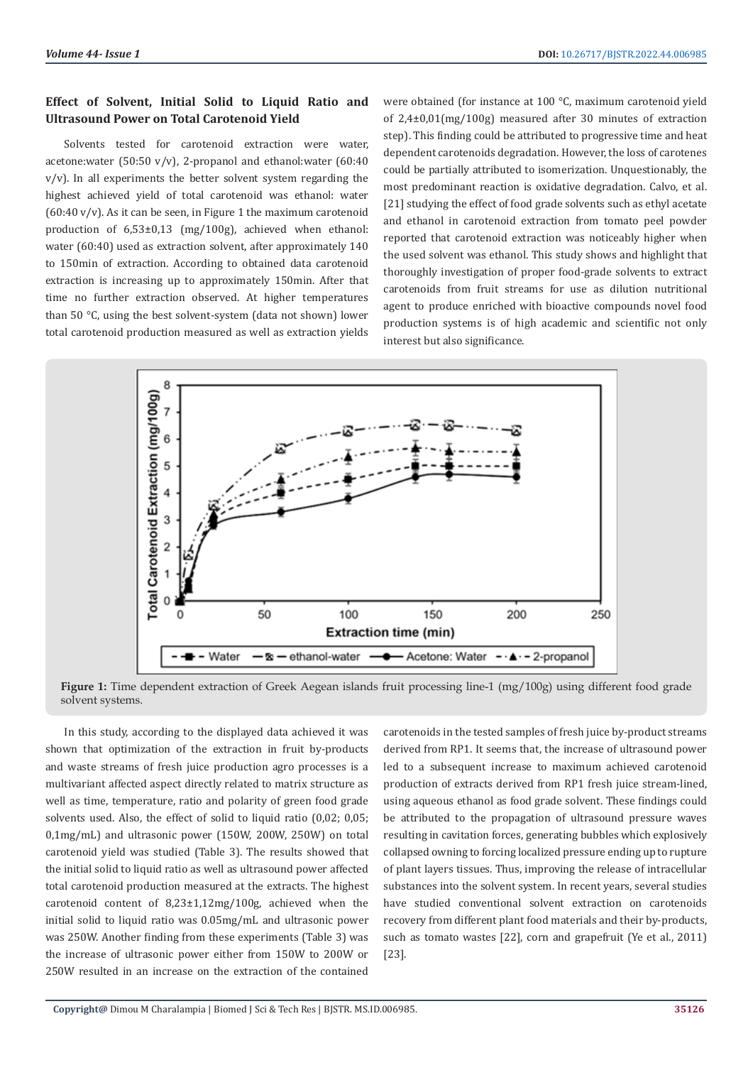### Effect of Solvent, Initial Solid to Liquid Ratio and Ultrasound Power on Total Carotenoid Yield

Solvents tested for carotenoid extraction were water, acetone:water (50:50 v/v), 2-propanol and ethanol:water (60:40 v/v). In all experiments the better solvent system regarding the highest achieved yield of total carotenoid was ethanol: water (60:40 v/v). As it can be seen, in Figure 1 the maximum carotenoid production of 6,53±0,13 (mg/100g), achieved when ethanol: water (60:40) used as extraction solvent, after approximately 140 to 150min of extraction. According to obtained data carotenoid extraction is increasing up to approximately 150min. After that time no further extraction observed. At higher temperatures than 50 °C, using the best solvent-system (data not shown) lower total carotenoid production measured as well as extraction yields were obtained (for instance at 100 °C, maximum carotenoid yield of 2,4±0,01(mg/100g) measured after 30 minutes of extraction step). This finding could be attributed to progressive time and heat dependent carotenoids degradation. However, the loss of carotenes could be partially attributed to isomerization. Unquestionably, the most predominant reaction is oxidative degradation. Calvo, et al. [21] studying the effect of food grade solvents such as ethyl acetate and ethanol in carotenoid extraction from tomato peel powder reported that carotenoid extraction was noticeably higher when the used solvent was ethanol. This study shows and highlight that thoroughly investigation of proper food-grade solvents to extract carotenoids from fruit streams for use as dilution nutritional agent to produce enriched with bioactive compounds novel food production systems is of high academic and scientific not only interest but also significance.

**Figure 1:** Time dependent extraction of Greek Aegean islands fruit processing line-1 (mg/100g) using different food grade solvent systems.

In this study, according to the displayed data achieved it was shown that optimization of the extraction in fruit by-products and waste streams of fresh juice production agro processes is a multivariant affected aspect directly related to matrix structure as well as time, temperature, ratio and polarity of green food grade solvents used. Also, the effect of solid to liquid ratio (0,02; 0,05; 0,1mg/mL) and ultrasonic power (150W, 200W, 250W) on total carotenoid yield was studied (Table 3). The results showed that the initial solid to liquid ratio as well as ultrasound power affected total carotenoid production measured at the extracts. The highest carotenoid content of 8,23±1,12mg/100g, achieved when the initial solid to liquid ratio was 0.05mg/mL and ultrasonic power was 250W. Another finding from these experiments (Table 3) was the increase of ultrasonic power either from 150W to 200W or 250W resulted in an increase on the extraction of the contained carotenoids in the tested samples of fresh juice by-product streams derived from RP1. It seems that, the increase of ultrasound power led to a subsequent increase to maximum achieved carotenoid production of extracts derived from RP1 fresh juice stream-lined, using aqueous ethanol as food grade solvent. These findings could be attributed to the propagation of ultrasound pressure waves resulting in cavitation forces, generating bubbles which explosively collapsed owning to forcing localized pressure ending up to rupture of plant layers tissues. Thus, improving the release of intracellular substances into the solvent system. In recent years, several studies have studied conventional solvent extraction on carotenoids recovery from different plant food materials and their by-products, such as tomato wastes [22], corn and grapefruit (Ye et al., 2011) [23].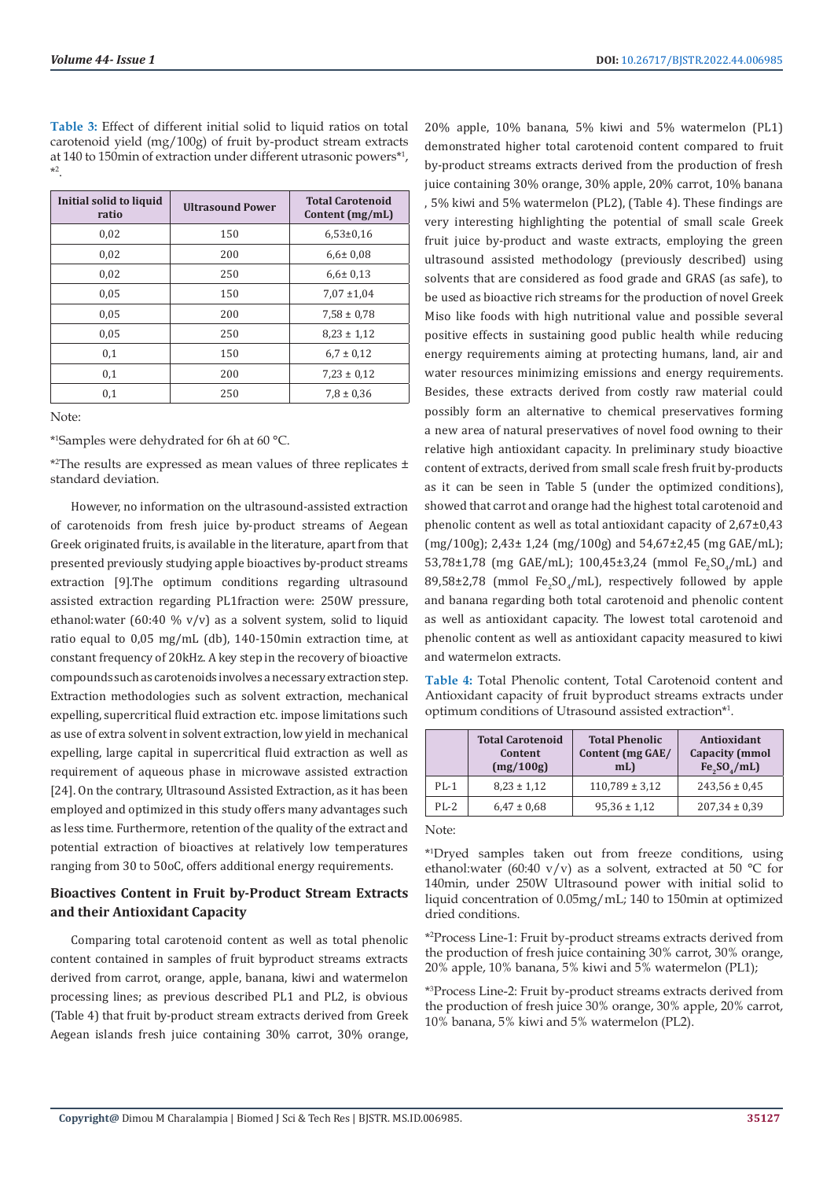**Table 3:** Effect of different initial solid to liquid ratios on total carotenoid yield (mg/100g) of fruit by-product stream extracts at 140 to 150min of extraction under different utrasonic powers*[1], *[2].

| Initial solid to liquid ratio | Ultrasound Power | Total Carotenoid Content (mg/mL) |
|---|---|---|
| 0,02 | 150 | 6,53±0,16 |
| 0,02 | 200 | 6,6± 0,08 |
| 0,02 | 250 | 6,6± 0,13 |
| 0,05 | 150 | 7,07 ±1,04 |
| 0,05 | 200 | 7,58 ± 0,78 |
| 0,05 | 250 | 8,23 ± 1,12 |
| 0,1 | 150 | 6,7 ± 0,12 |
| 0,1 | 200 | 7,23 ± 0,12 |
| 0,1 | 250 | 7,8 ± 0,36 |

Note:

*[1]Samples were dehydrated for 6h at 60 °C.

*[2]The results are expressed as mean values of three replicates ± standard deviation.

However, no information on the ultrasound-assisted extraction of carotenoids from fresh juice by-product streams of Aegean Greek originated fruits, is available in the literature, apart from that presented previously studying apple bioactives by-product streams extraction [9].The optimum conditions regarding ultrasound assisted extraction regarding PL1fraction were: 250W pressure, ethanol:water (60:40 % v/v) as a solvent system, solid to liquid ratio equal to 0,05 mg/mL (db), 140-150min extraction time, at constant frequency of 20kHz. A key step in the recovery of bioactive compounds such as carotenoids involves a necessary extraction step. Extraction methodologies such as solvent extraction, mechanical expelling, supercritical fluid extraction etc. impose limitations such as use of extra solvent in solvent extraction, low yield in mechanical expelling, large capital in supercritical fluid extraction as well as requirement of aqueous phase in microwave assisted extraction [24]. On the contrary, Ultrasound Assisted Extraction, as it has been employed and optimized in this study offers many advantages such as less time. Furthermore, retention of the quality of the extract and potential extraction of bioactives at relatively low temperatures ranging from 30 to 50oC, offers additional energy requirements.

## Bioactives Content in Fruit by-Product Stream Extracts and their Antioxidant Capacity

Comparing total carotenoid content as well as total phenolic content contained in samples of fruit byproduct streams extracts derived from carrot, orange, apple, banana, kiwi and watermelon processing lines; as previous described PL1 and PL2, is obvious (Table 4) that fruit by-product stream extracts derived from Greek Aegean islands fresh juice containing 30% carrot, 30% orange, 20% apple, 10% banana, 5% kiwi and 5% watermelon (PL1) demonstrated higher total carotenoid content compared to fruit by-product streams extracts derived from the production of fresh juice containing 30% orange, 30% apple, 20% carrot, 10% banana , 5% kiwi and 5% watermelon (PL2), (Table 4). These findings are very interesting highlighting the potential of small scale Greek fruit juice by-product and waste extracts, employing the green ultrasound assisted methodology (previously described) using solvents that are considered as food grade and GRAS (as safe), to be used as bioactive rich streams for the production of novel Greek Miso like foods with high nutritional value and possible several positive effects in sustaining good public health while reducing energy requirements aiming at protecting humans, land, air and water resources minimizing emissions and energy requirements. Besides, these extracts derived from costly raw material could possibly form an alternative to chemical preservatives forming a new area of natural preservatives of novel food owning to their relative high antioxidant capacity. In preliminary study bioactive content of extracts, derived from small scale fresh fruit by-products as it can be seen in Table 5 (under the optimized conditions), showed that carrot and orange had the highest total carotenoid and phenolic content as well as total antioxidant capacity of 2,67±0,43 (mg/100g); 2,43± 1,24 (mg/100g) and 54,67±2,45 (mg GAE/mL); 53,78±1,78 (mg GAE/mL); 100,45±3,24 (mmol $Fe_2SO_4$/mL) and 89,58±2,78 (mmol $Fe_2SO_4$/mL), respectively followed by apple and banana regarding both total carotenoid and phenolic content as well as antioxidant capacity. The lowest total carotenoid and phenolic content as well as antioxidant capacity measured to kiwi and watermelon extracts.

**Table 4:** Total Phenolic content, Total Carotenoid content and Antioxidant capacity of fruit byproduct streams extracts under optimum conditions of Utrasound assisted extraction*[1].

| | Total Carotenoid Content (mg/100g) | Total Phenolic Content (mg GAE/ mL) | Antioxidant Capacity (mmol $Fe_2SO_4$/mL) |
|---|---|---|---|
| PL-1 | 8,23 ± 1,12 | 110,789 ± 3,12 | 243,56 ± 0,45 |
| PL-2 | 6,47 ± 0,68 | 95,36 ± 1,12 | 207,34 ± 0,39 |

Note:

*[1]Dryed samples taken out from freeze conditions, using ethanol:water (60:40 v/v) as a solvent, extracted at 50 °C for 140min, under 250W Ultrasound power with initial solid to liquid concentration of 0.05mg/mL; 140 to 150min at optimized dried conditions.

*[2]Process Line-1: Fruit by-product streams extracts derived from the production of fresh juice containing 30% carrot, 30% orange, 20% apple, 10% banana, 5% kiwi and 5% watermelon (PL1);

*[3]Process Line-2: Fruit by-product streams extracts derived from the production of fresh juice 30% orange, 30% apple, 20% carrot, 10% banana, 5% kiwi and 5% watermelon (PL2).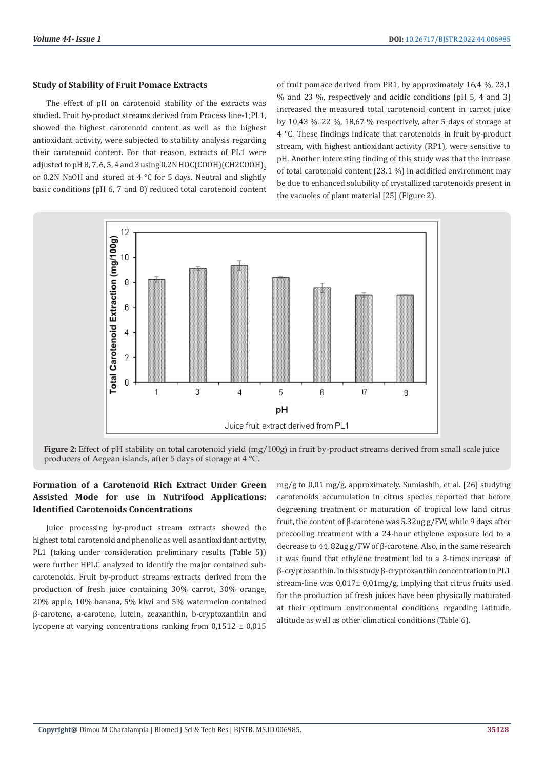### Study of Stability of Fruit Pomace Extracts

The effect of pH on carotenoid stability of the extracts was studied. Fruit by-product streams derived from Process line-1;PL1, showed the highest carotenoid content as well as the highest antioxidant activity, were subjected to stability analysis regarding their carotenoid content. For that reason, extracts of PL1 were adjusted to pH 8, 7, 6, 5, 4 and 3 using 0.2N $HOC(COOH)(CH2COOH)_2$ or 0.2N NaOH and stored at 4 °C for 5 days. Neutral and slightly basic conditions (pH 6, 7 and 8) reduced total carotenoid content of fruit pomace derived from PR1, by approximately 16,4 %, 23,1 % and 23 %, respectively and acidic conditions (pH 5, 4 and 3) increased the measured total carotenoid content in carrot juice by 10,43 %, 22 %, 18,67 % respectively, after 5 days of storage at 4 °C. These findings indicate that carotenoids in fruit by-product stream, with highest antioxidant activity (RP1), were sensitive to pH. Another interesting finding of this study was that the increase of total carotenoid content (23.1 %) in acidified environment may be due to enhanced solubility of crystallized carotenoids present in the vacuoles of plant material [25] (Figure 2).

**Figure 2:** Effect of pH stability on total carotenoid yield (mg/100g) in fruit by-product streams derived from small scale juice producers of Aegean islands, after 5 days of storage at 4 °C.

### Formation of a Carotenoid Rich Extract Under Green Assisted Mode for use in Nutrifood Applications: Identified Carotenoids Concentrations

Juice processing by-product stream extracts showed the highest total carotenoid and phenolic as well as antioxidant activity, PL1 (taking under consideration preliminary results (Table 5)) were further HPLC analyzed to identify the major contained sub-carotenoids. Fruit by-product streams extracts derived from the production of fresh juice containing 30% carrot, 30% orange, 20% apple, 10% banana, 5% kiwi and 5% watermelon contained β-carotene, a-carotene, lutein, zeaxanthin, b-cryptoxanthin and lycopene at varying concentrations ranking from 0,1512 ± 0,015 mg/g to 0,01 mg/g, approximately. Sumiashih, et al. [26] studying carotenoids accumulation in citrus species reported that before degreening treatment or maturation of tropical low land citrus fruit, the content of β-carotene was 5.32ug g/FW, while 9 days after precooling treatment with a 24-hour ethylene exposure led to a decrease to 44, 82ug g/FW of β-carotene. Also, in the same research it was found that ethylene treatment led to a 3-times increase of β-cryptoxanthin. In this study β-cryptoxanthin concentration in PL1 stream-line was 0,017± 0,01mg/g, implying that citrus fruits used for the production of fresh juices have been physically maturated at their optimum environmental conditions regarding latitude, altitude as well as other climatical conditions (Table 6).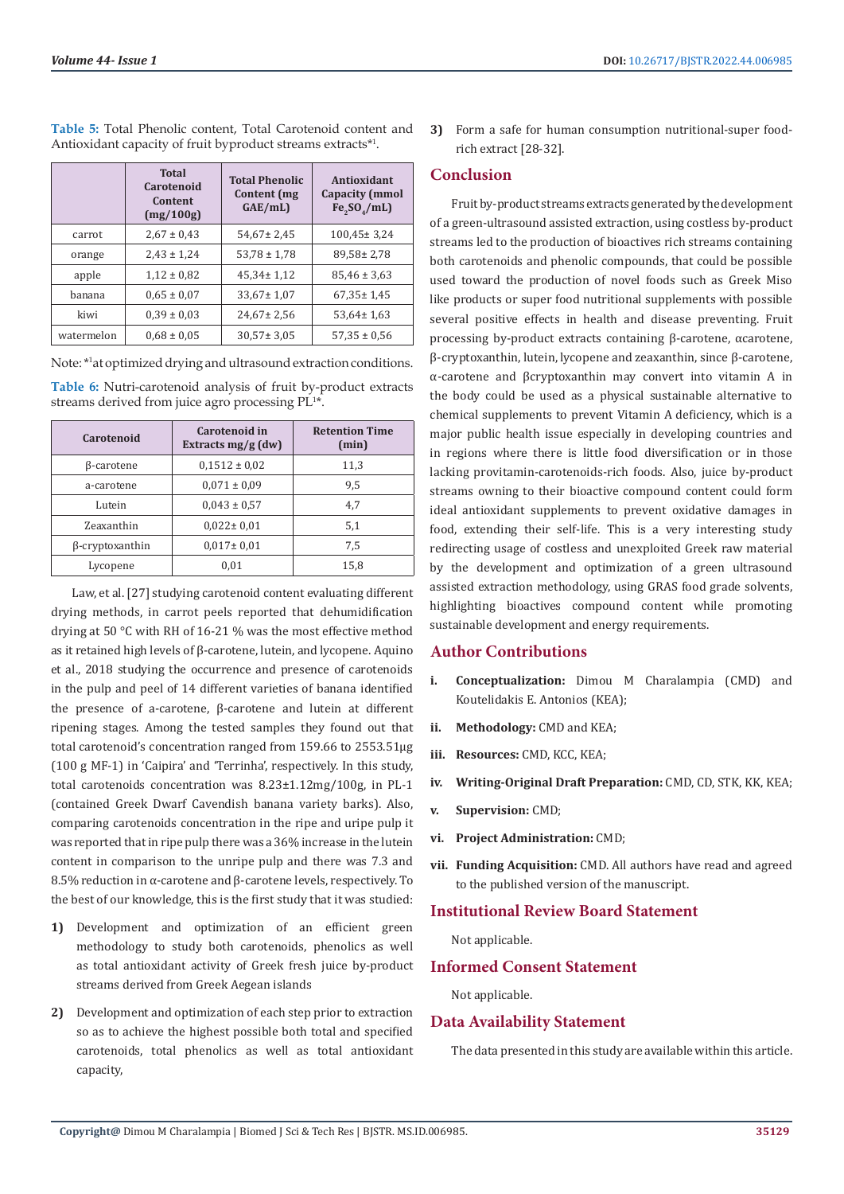**Table 5:** Total Phenolic content, Total Carotenoid content and Antioxidant capacity of fruit byproduct streams extracts*[1].

| | Total Carotenoid Content (mg/100g) | Total Phenolic Content (mg GAE/mL) | Antioxidant Capacity (mmol $Fe_2SO_4$/mL) |
|---|---|---|---|
| carrot | 2,67 ± 0,43 | 54,67± 2,45 | 100,45± 3,24 |
| orange | 2,43 ± 1,24 | 53,78 ± 1,78 | 89,58± 2,78 |
| apple | 1,12 ± 0,82 | 45,34± 1,12 | 85,46 ± 3,63 |
| banana | 0,65 ± 0,07 | 33,67± 1,07 | 67,35± 1,45 |
| kiwi | 0,39 ± 0,03 | 24,67± 2,56 | 53,64± 1,63 |
| watermelon | 0,68 ± 0,05 | 30,57± 3,05 | 57,35 ± 0,56 |

Note: *[1]at optimized drying and ultrasound extraction conditions.

**Table 6:** Nutri-carotenoid analysis of fruit by-product extracts streams derived from juice agro processing PL[1]*.

| Carotenoid | Carotenoid in Extracts mg/g (dw) | Retention Time (min) |
|---|---|---|
| β-carotene | 0,1512 ± 0,02 | 11,3 |
| a-carotene | 0,071 ± 0,09 | 9,5 |
| Lutein | 0,043 ± 0,57 | 4,7 |
| Zeaxanthin | 0,022± 0,01 | 5,1 |
| β-cryptoxanthin | 0,017± 0,01 | 7,5 |
| Lycopene | 0,01 | 15,8 |

Law, et al. [27] studying carotenoid content evaluating different drying methods, in carrot peels reported that dehumidification drying at 50 °C with RH of 16-21 % was the most effective method as it retained high levels of β-carotene, lutein, and lycopene. Aquino et al., 2018 studying the occurrence and presence of carotenoids in the pulp and peel of 14 different varieties of banana identified the presence of a-carotene, β-carotene and lutein at different ripening stages. Among the tested samples they found out that total carotenoid's concentration ranged from 159.66 to 2553.51μg (100 g MF-1) in 'Caipira' and 'Terrinha', respectively. In this study, total carotenoids concentration was 8.23±1.12mg/100g, in PL-1 (contained Greek Dwarf Cavendish banana variety barks). Also, comparing carotenoids concentration in the ripe and uripe pulp it was reported that in ripe pulp there was a 36% increase in the lutein content in comparison to the unripe pulp and there was 7.3 and 8.5% reduction in α-carotene and β-carotene levels, respectively. To the best of our knowledge, this is the first study that it was studied:

1) Development and optimization of an efficient green methodology to study both carotenoids, phenolics as well as total antioxidant activity of Greek fresh juice by-product streams derived from Greek Aegean islands
2) Development and optimization of each step prior to extraction so as to achieve the highest possible both total and specified carotenoids, total phenolics as well as total antioxidant capacity,
3) Form a safe for human consumption nutritional-super food-rich extract [28-32].

## Conclusion

Fruit by-product streams extracts generated by the development of a green-ultrasound assisted extraction, using costless by-product streams led to the production of bioactives rich streams containing both carotenoids and phenolic compounds, that could be possible used toward the production of novel foods such as Greek Miso like products or super food nutritional supplements with possible several positive effects in health and disease preventing. Fruit processing by-product extracts containing β-carotene, αcarotene, β-cryptoxanthin, lutein, lycopene and zeaxanthin, since β-carotene, α-carotene and βcryptoxanthin may convert into vitamin A in the body could be used as a physical sustainable alternative to chemical supplements to prevent Vitamin A deficiency, which is a major public health issue especially in developing countries and in regions where there is little food diversification or in those lacking provitamin-carotenoids-rich foods. Also, juice by-product streams owning to their bioactive compound content could form ideal antioxidant supplements to prevent oxidative damages in food, extending their self-life. This is a very interesting study redirecting usage of costless and unexploited Greek raw material by the development and optimization of a green ultrasound assisted extraction methodology, using GRAS food grade solvents, highlighting bioactives compound content while promoting sustainable development and energy requirements.

## Author Contributions

i. **Conceptualization:** Dimou M Charalampia (CMD) and Koutelidakis E. Antonios (KEA);
ii. **Methodology:** CMD and KEA;
iii. **Resources:** CMD, KCC, KEA;
iv. **Writing-Original Draft Preparation:** CMD, CD, STK, KK, KEA;
v. **Supervision:** CMD;
vi. **Project Administration:** CMD;
vii. **Funding Acquisition:** CMD. All authors have read and agreed to the published version of the manuscript.

## Institutional Review Board Statement

Not applicable.

## Informed Consent Statement

Not applicable.

## Data Availability Statement

The data presented in this study are available within this article.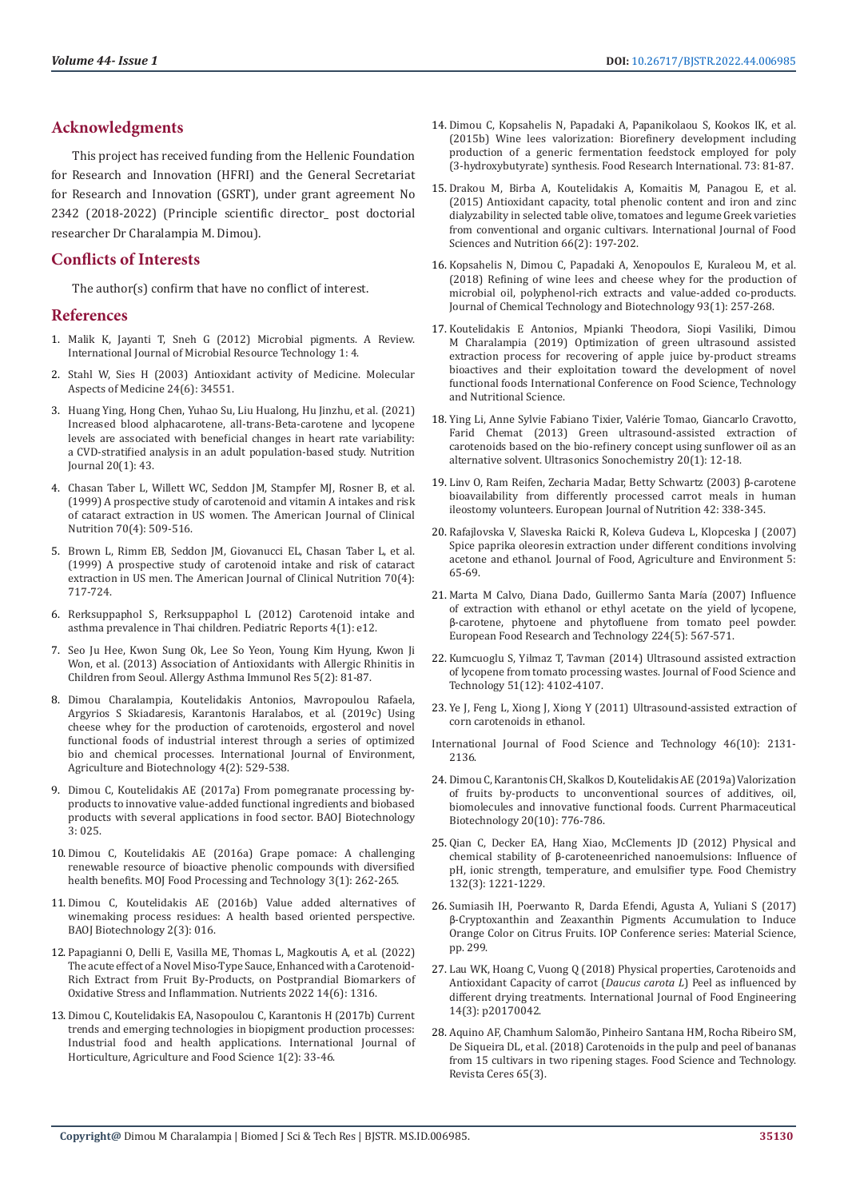## Acknowledgments

This project has received funding from the Hellenic Foundation for Research and Innovation (HFRI) and the General Secretariat for Research and Innovation (GSRT), under grant agreement No 2342 (2018-2022) (Principle scientific director_ post doctorial researcher Dr Charalampia M. Dimou).

## Conflicts of Interests

The author(s) confirm that have no conflict of interest.

## References

1. Malik K, Jayanti T, Sneh G (2012) Microbial pigments. A Review. International Journal of Microbial Resource Technology 1: 4.
2. Stahl W, Sies H (2003) Antioxidant activity of Medicine. Molecular Aspects of Medicine 24(6): 34551.
3. Huang Ying, Hong Chen, Yuhao Su, Liu Hualong, Hu Jinzhu, et al. (2021) Increased blood alphacarotene, all-trans-Beta-carotene and lycopene levels are associated with beneficial changes in heart rate variability: a CVD-stratified analysis in an adult population-based study. Nutrition Journal 20(1): 43.
4. Chasan Taber L, Willett WC, Seddon JM, Stampfer MJ, Rosner B, et al. (1999) A prospective study of carotenoid and vitamin A intakes and risk of cataract extraction in US women. The American Journal of Clinical Nutrition 70(4): 509-516.
5. Brown L, Rimm EB, Seddon JM, Giovanucci EL, Chasan Taber L, et al. (1999) A prospective study of carotenoid intake and risk of cataract extraction in US men. The American Journal of Clinical Nutrition 70(4): 717-724.
6. Rerksuppaphol S, Rerksuppaphol L (2012) Carotenoid intake and asthma prevalence in Thai children. Pediatric Reports 4(1): e12.
7. Seo Ju Hee, Kwon Sung Ok, Lee So Yeon, Young Kim Hyung, Kwon Ji Won, et al. (2013) Association of Antioxidants with Allergic Rhinitis in Children from Seoul. Allergy Asthma Immunol Res 5(2): 81-87.
8. Dimou Charalampia, Koutelidakis Antonios, Mavropoulou Rafaela, Argyrios S Skiadaresis, Karantonis Haralabos, et al. (2019c) Using cheese whey for the production of carotenoids, ergosterol and novel functional foods of industrial interest through a series of optimized bio and chemical processes. International Journal of Environment, Agriculture and Biotechnology 4(2): 529-538.
9. Dimou C, Koutelidakis AE (2017a) From pomegranate processing by-products to innovative value-added functional ingredients and biobased products with several applications in food sector. BAOJ Biotechnology 3: 025.
10. Dimou C, Koutelidakis AE (2016a) Grape pomace: A challenging renewable resource of bioactive phenolic compounds with diversified health benefits. MOJ Food Processing and Technology 3(1): 262-265.
11. Dimou C, Koutelidakis AE (2016b) Value added alternatives of winemaking process residues: A health based oriented perspective. BAOJ Biotechnology 2(3): 016.
12. Papagianni O, Delli E, Vasilla ME, Thomas L, Magkoutis A, et al. (2022) The acute effect of a Novel Miso-Type Sauce, Enhanced with a Carotenoid-Rich Extract from Fruit By-Products, on Postprandial Biomarkers of Oxidative Stress and Inflammation. Nutrients 2022 14(6): 1316.
13. Dimou C, Koutelidakis EA, Nasopoulou C, Karantonis H (2017b) Current trends and emerging technologies in biopigment production processes: Industrial food and health applications. International Journal of Horticulture, Agriculture and Food Science 1(2): 33-46.
14. Dimou C, Kopsahelis N, Papadaki A, Papanikolaou S, Kookos IK, et al. (2015b) Wine lees valorization: Biorefinery development including production of a generic fermentation feedstock employed for poly (3-hydroxybutyrate) synthesis. Food Research International. 73: 81-87.
15. Drakou M, Birba A, Koutelidakis A, Komaitis M, Panagou E, et al. (2015) Antioxidant capacity, total phenolic content and iron and zinc dialyzability in selected table olive, tomatoes and legume Greek varieties from conventional and organic cultivars. International Journal of Food Sciences and Nutrition 66(2): 197-202.
16. Kopsahelis N, Dimou C, Papadaki A, Xenopoulos E, Kuraleou M, et al. (2018) Refining of wine lees and cheese whey for the production of microbial oil, polyphenol-rich extracts and value-added co-products. Journal of Chemical Technology and Biotechnology 93(1): 257-268.
17. Koutelidakis E Antonios, Mpianki Theodora, Siopi Vasiliki, Dimou M Charalampia (2019) Optimization of green ultrasound assisted extraction process for recovering of apple juice by-product streams bioactives and their exploitation toward the development of novel functional foods International Conference on Food Science, Technology and Nutritional Science.
18. Ying Li, Anne Sylvie Fabiano Tixier, Valérie Tomao, Giancarlo Cravotto, Farid Chemat (2013) Green ultrasound-assisted extraction of carotenoids based on the bio-refinery concept using sunflower oil as an alternative solvent. Ultrasonics Sonochemistry 20(1): 12-18.
19. Linv O, Ram Reifen, Zecharia Madar, Betty Schwartz (2003) β-carotene bioavailability from differently processed carrot meals in human ileostomy volunteers. European Journal of Nutrition 42: 338-345.
20. Rafajlovska V, Slaveska Raicki R, Koleva Gudeva L, Klopceska J (2007) Spice paprika oleoresin extraction under different conditions involving acetone and ethanol. Journal of Food, Agriculture and Environment 5: 65-69.
21. Marta M Calvo, Diana Dado, Guillermo Santa María (2007) Influence of extraction with ethanol or ethyl acetate on the yield of lycopene, β-carotene, phytoene and phytofluene from tomato peel powder. European Food Research and Technology 224(5): 567-571.
22. Kumcuoglu S, Yilmaz T, Tavman (2014) Ultrasound assisted extraction of lycopene from tomato processing wastes. Journal of Food Science and Technology 51(12): 4102-4107.
23. Ye J, Feng L, Xiong J, Xiong Y (2011) Ultrasound-assisted extraction of corn carotenoids in ethanol.

International Journal of Food Science and Technology 46(10): 2131-2136.

24. Dimou C, Karantonis CH, Skalkos D, Koutelidakis AE (2019a) Valorization of fruits by-products to unconventional sources of additives, oil, biomolecules and innovative functional foods. Current Pharmaceutical Biotechnology 20(10): 776-786.
25. Qian C, Decker EA, Hang Xiao, McClements JD (2012) Physical and chemical stability of β-caroteneenriched nanoemulsions: Influence of pH, ionic strength, temperature, and emulsifier type. Food Chemistry 132(3): 1221-1229.
26. Sumiasih IH, Poerwanto R, Darda Efendi, Agusta A, Yuliani S (2017) β-Cryptoxanthin and Zeaxanthin Pigments Accumulation to Induce Orange Color on Citrus Fruits. IOP Conference series: Material Science, pp. 299.
27. Lau WK, Hoang C, Vuong Q (2018) Physical properties, Carotenoids and Antioxidant Capacity of carrot (*Daucus carota L*) Peel as influenced by different drying treatments. International Journal of Food Engineering 14(3): p20170042.
28. Aquino AF, Chamhum Salomão, Pinheiro Santana HM, Rocha Ribeiro SM, De Siqueira DL, et al. (2018) Carotenoids in the pulp and peel of bananas from 15 cultivars in two ripening stages. Food Science and Technology. Revista Ceres 65(3).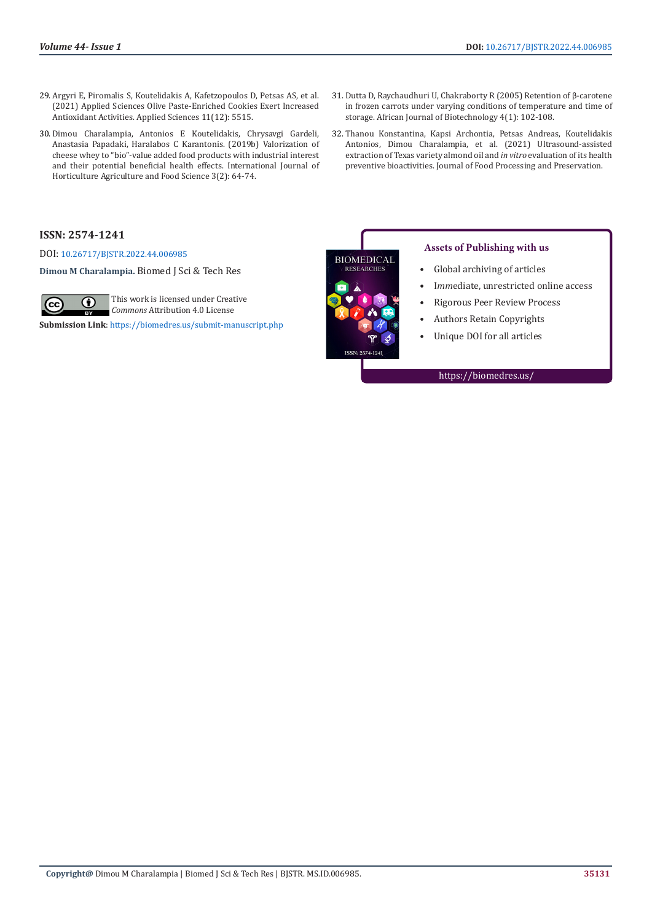29. Argyri E, Piromalis S, Koutelidakis A, Kafetzopoulos D, Petsas AS, et al. (2021) Applied Sciences Olive Paste-Enriched Cookies Exert Increased Antioxidant Activities. Applied Sciences 11(12): 5515.
30. Dimou Charalampia, Antonios E Koutelidakis, Chrysavgi Gardeli, Anastasia Papadaki, Haralabos C Karantonis. (2019b) Valorization of cheese whey to "bio"-value added food products with industrial interest and their potential beneficial health effects. International Journal of Horticulture Agriculture and Food Science 3(2): 64-74.
31. Dutta D, Raychaudhuri U, Chakraborty R (2005) Retention of β-carotene in frozen carrots under varying conditions of temperature and time of storage. African Journal of Biotechnology 4(1): 102-108.
32. Thanou Konstantina, Kapsi Archontia, Petsas Andreas, Koutelidakis Antonios, Dimou Charalampia, et al. (2021) Ultrasound-assisted extraction of Texas variety almond oil and *in vitro* evaluation of its health preventive bioactivities. Journal of Food Processing and Preservation.

**ISSN: 2574-1241**

DOI: 10.26717/BJSTR.2022.44.006985

**Dimou M Charalampia.** Biomed J Sci & Tech Res

This work is licensed under Creative *Commons* Attribution 4.0 License

**Submission Link**: https://biomedres.us/submit-manuscript.php

**Assets of Publishing with us**

- Global archiving of articles
- Immediate, unrestricted online access
- Rigorous Peer Review Process
- Authors Retain Copyrights
- Unique DOI for all articles

https://biomedres.us/